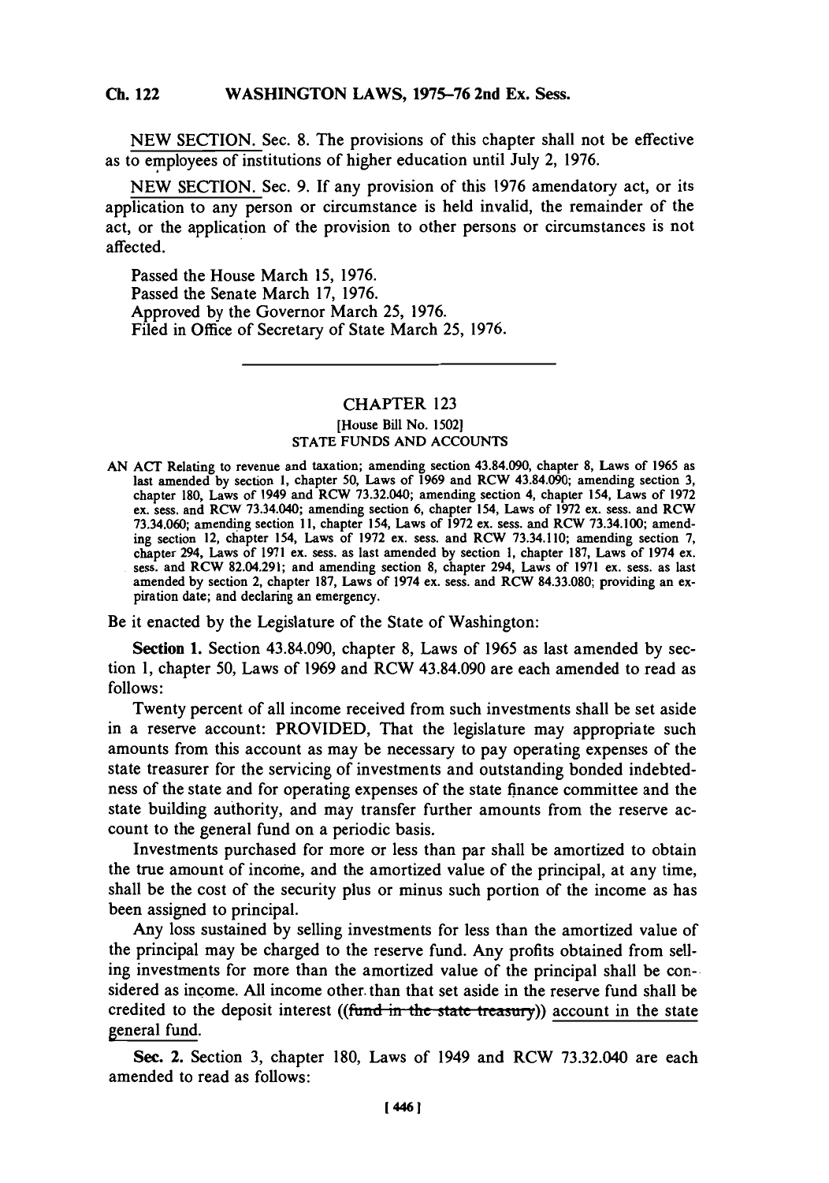NEW SECTION. Sec. 8. The provisions of this chapter shall not be effective as to employees of institutions of higher education until July 2, 1976.

NEW SECTION. Sec. 9. If any provision of this 1976 amendatory act, or its application to any person or circumstance is held invalid, the remainder of the act, or the application of the provision to other persons or circumstances is not affected.

Passed the House March 15, 1976.
Passed the Senate March 17, 1976.
Approved by the Governor March 25, 1976.
Filed in Office of Secretary of State March 25, 1976.

---

## CHAPTER 123

[House Bill No. 1502]

STATE FUNDS AND ACCOUNTS

AN ACT Relating to revenue and taxation; amending section 43.84.090, chapter 8, Laws of 1965 as last amended by section 1, chapter 50, Laws of 1969 and RCW 43.84.090; amending section 3, chapter 180, Laws of 1949 and RCW 73.32.040; amending section 4, chapter 154, Laws of 1972 ex. sess. and RCW 73.34.040; amending section 6, chapter 154, Laws of 1972 ex. sess. and RCW 73.34.060; amending section 11, chapter 154, Laws of 1972 ex. sess. and RCW 73.34.100; amending section 12, chapter 154, Laws of 1972 ex. sess. and RCW 73.34.110; amending section 7, chapter 294, Laws of 1971 ex. sess. as last amended by section 1, chapter 187, Laws of 1974 ex. sess. and RCW 82.04.291; and amending section 8, chapter 294, Laws of 1971 ex. sess. as last amended by section 2, chapter 187, Laws of 1974 ex. sess. and RCW 84.33.080; providing an expiration date; and declaring an emergency.

Be it enacted by the Legislature of the State of Washington:

**Section 1.** Section 43.84.090, chapter 8, Laws of 1965 as last amended by section 1, chapter 50, Laws of 1969 and RCW 43.84.090 are each amended to read as follows:

Twenty percent of all income received from such investments shall be set aside in a reserve account: PROVIDED, That the legislature may appropriate such amounts from this account as may be necessary to pay operating expenses of the state treasurer for the servicing of investments and outstanding bonded indebtedness of the state and for operating expenses of the state finance committee and the state building authority, and may transfer further amounts from the reserve account to the general fund on a periodic basis.

Investments purchased for more or less than par shall be amortized to obtain the true amount of income, and the amortized value of the principal, at any time, shall be the cost of the security plus or minus such portion of the income as has been assigned to principal.

Any loss sustained by selling investments for less than the amortized value of the principal may be charged to the reserve fund. Any profits obtained from selling investments for more than the amortized value of the principal shall be considered as income. All income other than that set aside in the reserve fund shall be credited to the deposit interest ((~~fund in the state treasury~~)) <u>account in the state general fund</u>.

**Sec. 2.** Section 3, chapter 180, Laws of 1949 and RCW 73.32.040 are each amended to read as follows: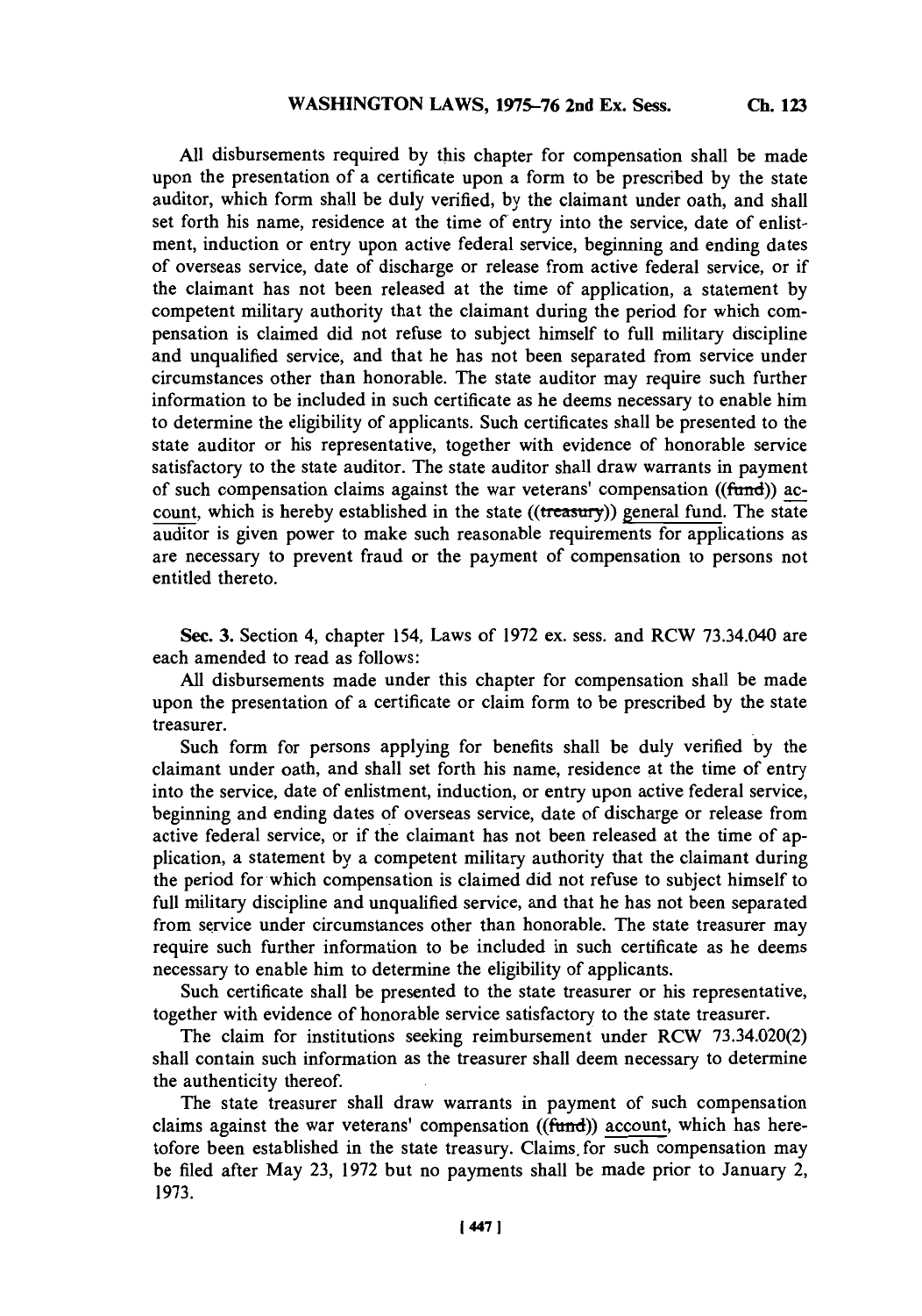All disbursements required by this chapter for compensation shall be made upon the presentation of a certificate upon a form to be prescribed by the state auditor, which form shall be duly verified, by the claimant under oath, and shall set forth his name, residence at the time of entry into the service, date of enlistment, induction or entry upon active federal service, beginning and ending dates of overseas service, date of discharge or release from active federal service, or if the claimant has not been released at the time of application, a statement by competent military authority that the claimant during the period for which compensation is claimed did not refuse to subject himself to full military discipline and unqualified service, and that he has not been separated from service under circumstances other than honorable. The state auditor may require such further information to be included in such certificate as he deems necessary to enable him to determine the eligibility of applicants. Such certificates shall be presented to the state auditor or his representative, together with evidence of honorable service satisfactory to the state auditor. The state auditor shall draw warrants in payment of such compensation claims against the war veterans' compensation ((~~fund~~)) account, which is hereby established in the state ((~~treasury~~)) general fund. The state auditor is given power to make such reasonable requirements for applications as are necessary to prevent fraud or the payment of compensation to persons not entitled thereto.

**Sec. 3.** Section 4, chapter 154, Laws of 1972 ex. sess. and RCW 73.34.040 are each amended to read as follows:

All disbursements made under this chapter for compensation shall be made upon the presentation of a certificate or claim form to be prescribed by the state treasurer.

Such form for persons applying for benefits shall be duly verified by the claimant under oath, and shall set forth his name, residence at the time of entry into the service, date of enlistment, induction, or entry upon active federal service, beginning and ending dates of overseas service, date of discharge or release from active federal service, or if the claimant has not been released at the time of application, a statement by a competent military authority that the claimant during the period for which compensation is claimed did not refuse to subject himself to full military discipline and unqualified service, and that he has not been separated from service under circumstances other than honorable. The state treasurer may require such further information to be included in such certificate as he deems necessary to enable him to determine the eligibility of applicants.

Such certificate shall be presented to the state treasurer or his representative, together with evidence of honorable service satisfactory to the state treasurer.

The claim for institutions seeking reimbursement under RCW 73.34.020(2) shall contain such information as the treasurer shall deem necessary to determine the authenticity thereof.

The state treasurer shall draw warrants in payment of such compensation claims against the war veterans' compensation ((~~fund~~)) account, which has heretofore been established in the state treasury. Claims for such compensation may be filed after May 23, 1972 but no payments shall be made prior to January 2, 1973.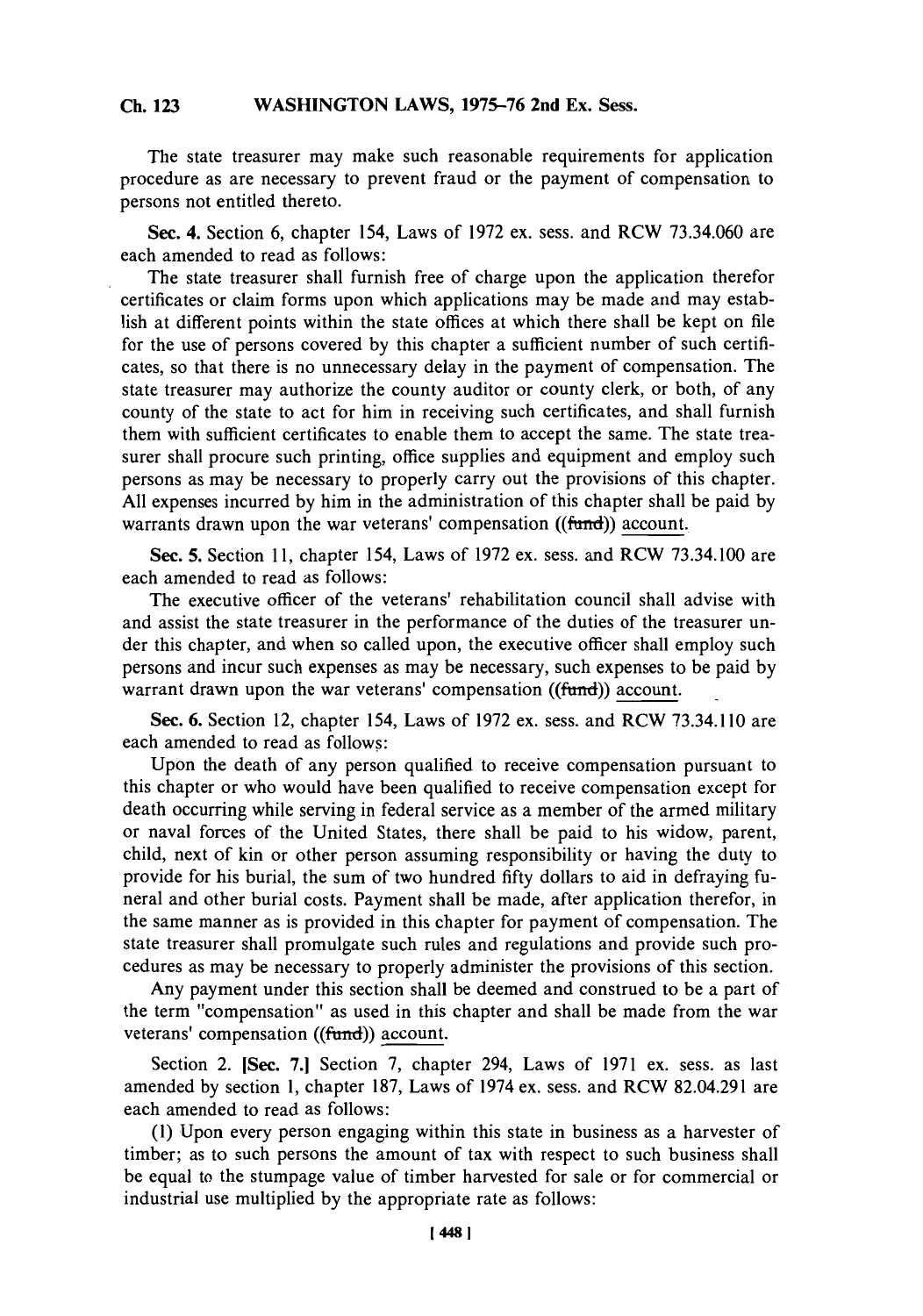The state treasurer may make such reasonable requirements for application procedure as are necessary to prevent fraud or the payment of compensation to persons not entitled thereto.

**Sec. 4.** Section 6, chapter 154, Laws of 1972 ex. sess. and RCW 73.34.060 are each amended to read as follows:

The state treasurer shall furnish free of charge upon the application therefor certificates or claim forms upon which applications may be made and may establish at different points within the state offices at which there shall be kept on file for the use of persons covered by this chapter a sufficient number of such certificates, so that there is no unnecessary delay in the payment of compensation. The state treasurer may authorize the county auditor or county clerk, or both, of any county of the state to act for him in receiving such certificates, and shall furnish them with sufficient certificates to enable them to accept the same. The state treasurer shall procure such printing, office supplies and equipment and employ such persons as may be necessary to properly carry out the provisions of this chapter. All expenses incurred by him in the administration of this chapter shall be paid by warrants drawn upon the war veterans' compensation ((~~fund~~)) account.

**Sec. 5.** Section 11, chapter 154, Laws of 1972 ex. sess. and RCW 73.34.100 are each amended to read as follows:

The executive officer of the veterans' rehabilitation council shall advise with and assist the state treasurer in the performance of the duties of the treasurer under this chapter, and when so called upon, the executive officer shall employ such persons and incur such expenses as may be necessary, such expenses to be paid by warrant drawn upon the war veterans' compensation ((~~fund~~)) account.

**Sec. 6.** Section 12, chapter 154, Laws of 1972 ex. sess. and RCW 73.34.110 are each amended to read as follows:

Upon the death of any person qualified to receive compensation pursuant to this chapter or who would have been qualified to receive compensation except for death occurring while serving in federal service as a member of the armed military or naval forces of the United States, there shall be paid to his widow, parent, child, next of kin or other person assuming responsibility or having the duty to provide for his burial, the sum of two hundred fifty dollars to aid in defraying funeral and other burial costs. Payment shall be made, after application therefor, in the same manner as is provided in this chapter for payment of compensation. The state treasurer shall promulgate such rules and regulations and provide such procedures as may be necessary to properly administer the provisions of this section.

Any payment under this section shall be deemed and construed to be a part of the term "compensation" as used in this chapter and shall be made from the war veterans' compensation ((~~fund~~)) account.

Section 2. **[Sec. 7.]** Section 7, chapter 294, Laws of 1971 ex. sess. as last amended by section 1, chapter 187, Laws of 1974 ex. sess. and RCW 82.04.291 are each amended to read as follows:

(1) Upon every person engaging within this state in business as a harvester of timber; as to such persons the amount of tax with respect to such business shall be equal to the stumpage value of timber harvested for sale or for commercial or industrial use multiplied by the appropriate rate as follows: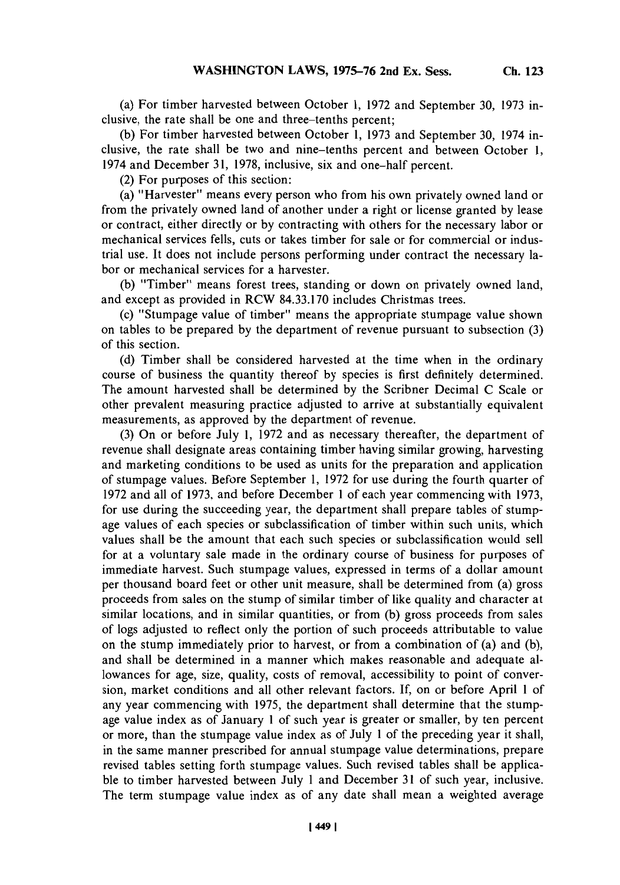(a) For timber harvested between October 1, 1972 and September 30, 1973 inclusive, the rate shall be one and three-tenths percent;

(b) For timber harvested between October 1, 1973 and September 30, 1974 inclusive, the rate shall be two and nine-tenths percent and between October 1, 1974 and December 31, 1978, inclusive, six and one-half percent.

(2) For purposes of this section:

(a) "Harvester" means every person who from his own privately owned land or from the privately owned land of another under a right or license granted by lease or contract, either directly or by contracting with others for the necessary labor or mechanical services fells, cuts or takes timber for sale or for commercial or industrial use. It does not include persons performing under contract the necessary labor or mechanical services for a harvester.

(b) "Timber" means forest trees, standing or down on privately owned land, and except as provided in RCW 84.33.170 includes Christmas trees.

(c) "Stumpage value of timber" means the appropriate stumpage value shown on tables to be prepared by the department of revenue pursuant to subsection (3) of this section.

(d) Timber shall be considered harvested at the time when in the ordinary course of business the quantity thereof by species is first definitely determined. The amount harvested shall be determined by the Scribner Decimal C Scale or other prevalent measuring practice adjusted to arrive at substantially equivalent measurements, as approved by the department of revenue.

(3) On or before July 1, 1972 and as necessary thereafter, the department of revenue shall designate areas containing timber having similar growing, harvesting and marketing conditions to be used as units for the preparation and application of stumpage values. Before September 1, 1972 for use during the fourth quarter of 1972 and all of 1973, and before December 1 of each year commencing with 1973, for use during the succeeding year, the department shall prepare tables of stumpage values of each species or subclassification of timber within such units, which values shall be the amount that each such species or subclassification would sell for at a voluntary sale made in the ordinary course of business for purposes of immediate harvest. Such stumpage values, expressed in terms of a dollar amount per thousand board feet or other unit measure, shall be determined from (a) gross proceeds from sales on the stump of similar timber of like quality and character at similar locations, and in similar quantities, or from (b) gross proceeds from sales of logs adjusted to reflect only the portion of such proceeds attributable to value on the stump immediately prior to harvest, or from a combination of (a) and (b), and shall be determined in a manner which makes reasonable and adequate allowances for age, size, quality, costs of removal, accessibility to point of conversion, market conditions and all other relevant factors. If, on or before April 1 of any year commencing with 1975, the department shall determine that the stumpage value index as of January 1 of such year is greater or smaller, by ten percent or more, than the stumpage value index as of July 1 of the preceding year it shall, in the same manner prescribed for annual stumpage value determinations, prepare revised tables setting forth stumpage values. Such revised tables shall be applicable to timber harvested between July 1 and December 31 of such year, inclusive. The term stumpage value index as of any date shall mean a weighted average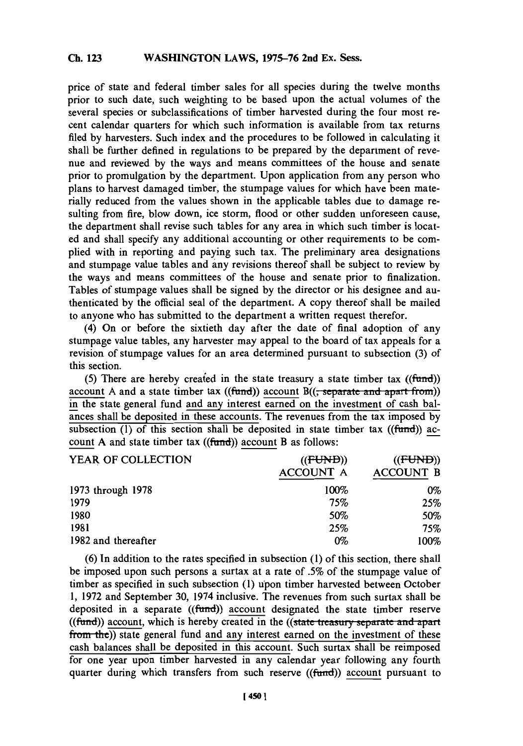price of state and federal timber sales for all species during the twelve months prior to such date, such weighting to be based upon the actual volumes of the several species or subclassifications of timber harvested during the four most recent calendar quarters for which such information is available from tax returns filed by harvesters. Such index and the procedures to be followed in calculating it shall be further defined in regulations to be prepared by the department of revenue and reviewed by the ways and means committees of the house and senate prior to promulgation by the department. Upon application from any person who plans to harvest damaged timber, the stumpage values for which have been materially reduced from the values shown in the applicable tables due to damage resulting from fire, blow down, ice storm, flood or other sudden unforeseen cause, the department shall revise such tables for any area in which such timber is located and shall specify any additional accounting or other requirements to be complied with in reporting and paying such tax. The preliminary area designations and stumpage value tables and any revisions thereof shall be subject to review by the ways and means committees of the house and senate prior to finalization. Tables of stumpage values shall be signed by the director or his designee and authenticated by the official seal of the department. A copy thereof shall be mailed to anyone who has submitted to the department a written request therefor.

(4) On or before the sixtieth day after the date of final adoption of any stumpage value tables, any harvester may appeal to the board of tax appeals for a revision of stumpage values for an area determined pursuant to subsection (3) of this section.

(5) There are hereby created in the state treasury a state timber tax ((fund)) account A and a state timber tax ((fund)) account B((, separate and apart from)) in the state general fund and any interest earned on the investment of cash balances shall be deposited in these accounts. The revenues from the tax imposed by subsection (1) of this section shall be deposited in state timber tax ((fund)) account A and state timber tax ((fund)) account B as follows:

| YEAR OF COLLECTION | ((FUND)) ACCOUNT A | ((FUND)) ACCOUNT B |
|---|---|---|
| 1973 through 1978 | 100% | 0% |
| 1979 | 75% | 25% |
| 1980 | 50% | 50% |
| 1981 | 25% | 75% |
| 1982 and thereafter | 0% | 100% |

(6) In addition to the rates specified in subsection (1) of this section, there shall be imposed upon such persons a surtax at a rate of .5% of the stumpage value of timber as specified in such subsection (1) upon timber harvested between October 1, 1972 and September 30, 1974 inclusive. The revenues from such surtax shall be deposited in a separate ((fund)) account designated the state timber reserve ((fund)) account, which is hereby created in the ((state treasury separate and apart from the)) state general fund and any interest earned on the investment of these cash balances shall be deposited in this account. Such surtax shall be reimposed for one year upon timber harvested in any calendar year following any fourth quarter during which transfers from such reserve ((fund)) account pursuant to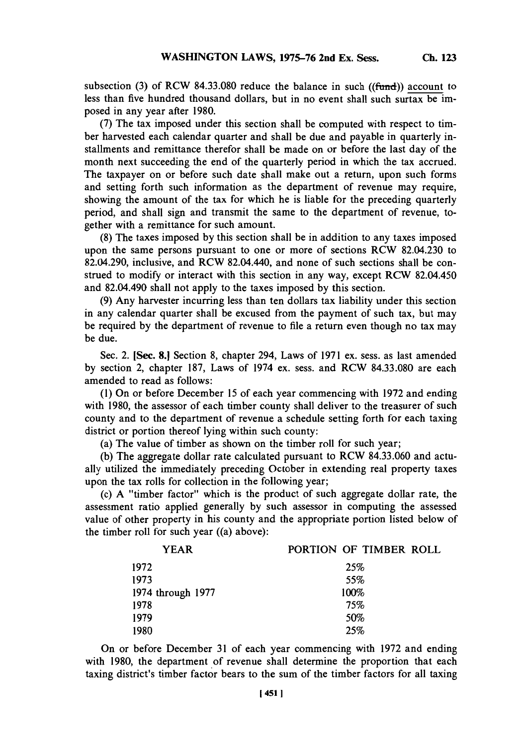subsection (3) of RCW 84.33.080 reduce the balance in such ((fund)) account to less than five hundred thousand dollars, but in no event shall such surtax be imposed in any year after 1980.

(7) The tax imposed under this section shall be computed with respect to timber harvested each calendar quarter and shall be due and payable in quarterly installments and remittance therefor shall be made on or before the last day of the month next succeeding the end of the quarterly period in which the tax accrued. The taxpayer on or before such date shall make out a return, upon such forms and setting forth such information as the department of revenue may require, showing the amount of the tax for which he is liable for the preceding quarterly period, and shall sign and transmit the same to the department of revenue, together with a remittance for such amount.

(8) The taxes imposed by this section shall be in addition to any taxes imposed upon the same persons pursuant to one or more of sections RCW 82.04.230 to 82.04.290, inclusive, and RCW 82.04.440, and none of such sections shall be construed to modify or interact with this section in any way, except RCW 82.04.450 and 82.04.490 shall not apply to the taxes imposed by this section.

(9) Any harvester incurring less than ten dollars tax liability under this section in any calendar quarter shall be excused from the payment of such tax, but may be required by the department of revenue to file a return even though no tax may be due.

Sec. 2. [Sec. 8.] Section 8, chapter 294, Laws of 1971 ex. sess. as last amended by section 2, chapter 187, Laws of 1974 ex. sess. and RCW 84.33.080 are each amended to read as follows:

(1) On or before December 15 of each year commencing with 1972 and ending with 1980, the assessor of each timber county shall deliver to the treasurer of such county and to the department of revenue a schedule setting forth for each taxing district or portion thereof lying within such county:

(a) The value of timber as shown on the timber roll for such year;

(b) The aggregate dollar rate calculated pursuant to RCW 84.33.060 and actually utilized the immediately preceding October in extending real property taxes upon the tax rolls for collection in the following year;

(c) A "timber factor" which is the product of such aggregate dollar rate, the assessment ratio applied generally by such assessor in computing the assessed value of other property in his county and the appropriate portion listed below of the timber roll for such year ((a) above):

| YEAR | PORTION OF TIMBER ROLL |
|---|---|
| 1972 | 25% |
| 1973 | 55% |
| 1974 through 1977 | 100% |
| 1978 | 75% |
| 1979 | 50% |
| 1980 | 25% |

On or before December 31 of each year commencing with 1972 and ending with 1980, the department of revenue shall determine the proportion that each taxing district's timber factor bears to the sum of the timber factors for all taxing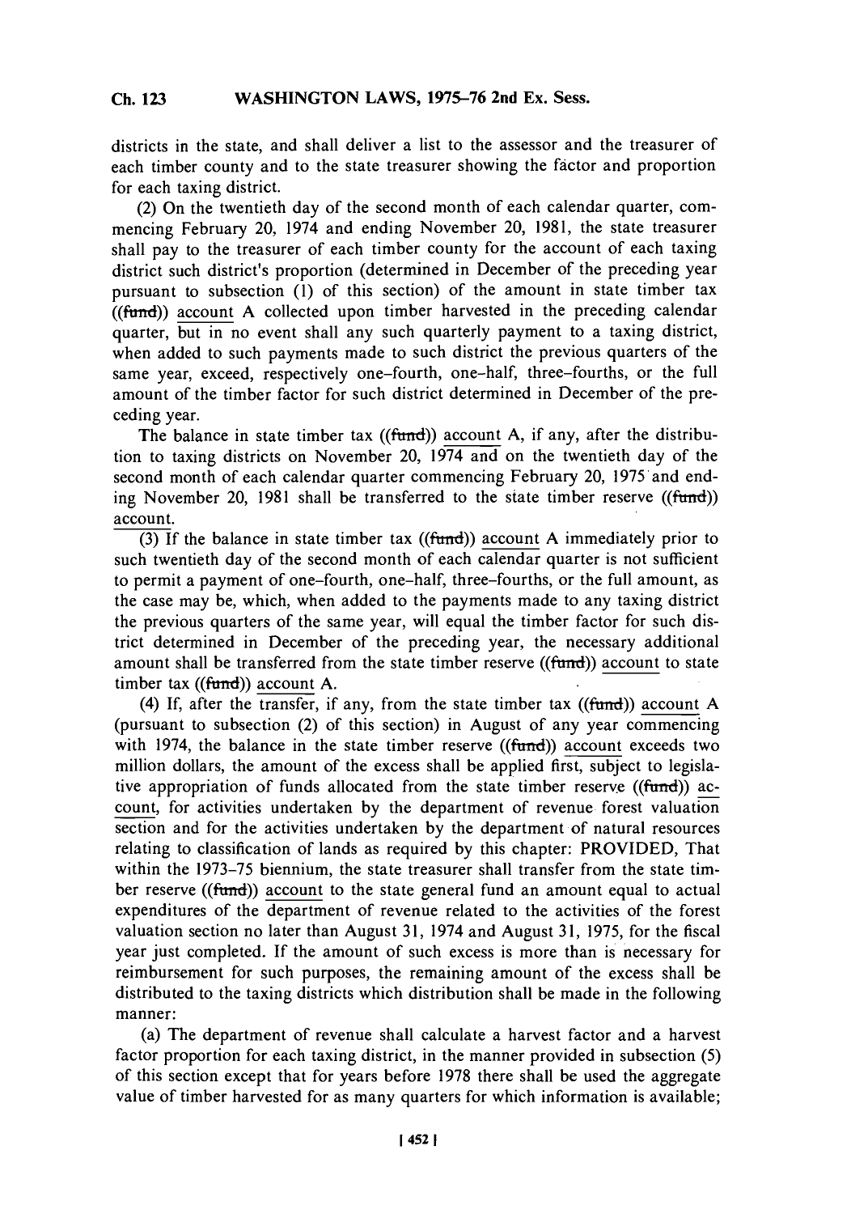districts in the state, and shall deliver a list to the assessor and the treasurer of each timber county and to the state treasurer showing the factor and proportion for each taxing district.

(2) On the twentieth day of the second month of each calendar quarter, commencing February 20, 1974 and ending November 20, 1981, the state treasurer shall pay to the treasurer of each timber county for the account of each taxing district such district's proportion (determined in December of the preceding year pursuant to subsection (1) of this section) of the amount in state timber tax ((fund)) account A collected upon timber harvested in the preceding calendar quarter, but in no event shall any such quarterly payment to a taxing district, when added to such payments made to such district the previous quarters of the same year, exceed, respectively one-fourth, one-half, three-fourths, or the full amount of the timber factor for such district determined in December of the preceding year.

The balance in state timber tax ((fund)) account A, if any, after the distribution to taxing districts on November 20, 1974 and on the twentieth day of the second month of each calendar quarter commencing February 20, 1975 and ending November 20, 1981 shall be transferred to the state timber reserve ((fund)) account.

(3) If the balance in state timber tax ((fund)) account A immediately prior to such twentieth day of the second month of each calendar quarter is not sufficient to permit a payment of one-fourth, one-half, three-fourths, or the full amount, as the case may be, which, when added to the payments made to any taxing district the previous quarters of the same year, will equal the timber factor for such district determined in December of the preceding year, the necessary additional amount shall be transferred from the state timber reserve ((fund)) account to state timber tax ((fund)) account A.

(4) If, after the transfer, if any, from the state timber tax ((fund)) account A (pursuant to subsection (2) of this section) in August of any year commencing with 1974, the balance in the state timber reserve ((fund)) account exceeds two million dollars, the amount of the excess shall be applied first, subject to legislative appropriation of funds allocated from the state timber reserve ((fund)) account, for activities undertaken by the department of revenue forest valuation section and for the activities undertaken by the department of natural resources relating to classification of lands as required by this chapter: PROVIDED, That within the 1973-75 biennium, the state treasurer shall transfer from the state timber reserve ((fund)) account to the state general fund an amount equal to actual expenditures of the department of revenue related to the activities of the forest valuation section no later than August 31, 1974 and August 31, 1975, for the fiscal year just completed. If the amount of such excess is more than is necessary for reimbursement for such purposes, the remaining amount of the excess shall be distributed to the taxing districts which distribution shall be made in the following manner:

(a) The department of revenue shall calculate a harvest factor and a harvest factor proportion for each taxing district, in the manner provided in subsection (5) of this section except that for years before 1978 there shall be used the aggregate value of timber harvested for as many quarters for which information is available;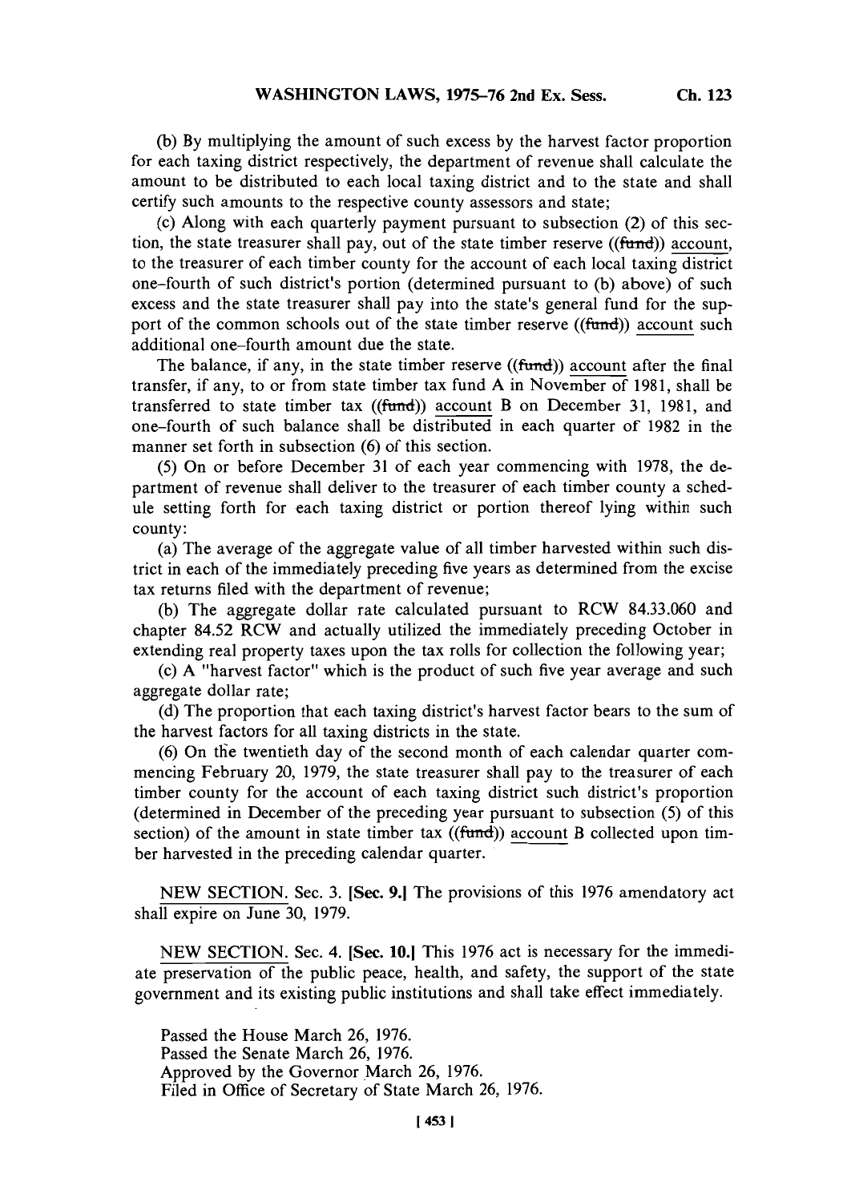(b) By multiplying the amount of such excess by the harvest factor proportion for each taxing district respectively, the department of revenue shall calculate the amount to be distributed to each local taxing district and to the state and shall certify such amounts to the respective county assessors and state;

(c) Along with each quarterly payment pursuant to subsection (2) of this section, the state treasurer shall pay, out of the state timber reserve ((~~fund~~)) account, to the treasurer of each timber county for the account of each local taxing district one-fourth of such district's portion (determined pursuant to (b) above) of such excess and the state treasurer shall pay into the state's general fund for the support of the common schools out of the state timber reserve ((~~fund~~)) account such additional one-fourth amount due the state.

The balance, if any, in the state timber reserve ((~~fund~~)) account after the final transfer, if any, to or from state timber tax fund A in November of 1981, shall be transferred to state timber tax ((~~fund~~)) account B on December 31, 1981, and one-fourth of such balance shall be distributed in each quarter of 1982 in the manner set forth in subsection (6) of this section.

(5) On or before December 31 of each year commencing with 1978, the department of revenue shall deliver to the treasurer of each timber county a schedule setting forth for each taxing district or portion thereof lying within such county:

(a) The average of the aggregate value of all timber harvested within such district in each of the immediately preceding five years as determined from the excise tax returns filed with the department of revenue;

(b) The aggregate dollar rate calculated pursuant to RCW 84.33.060 and chapter 84.52 RCW and actually utilized the immediately preceding October in extending real property taxes upon the tax rolls for collection the following year;

(c) A "harvest factor" which is the product of such five year average and such aggregate dollar rate;

(d) The proportion that each taxing district's harvest factor bears to the sum of the harvest factors for all taxing districts in the state.

(6) On the twentieth day of the second month of each calendar quarter commencing February 20, 1979, the state treasurer shall pay to the treasurer of each timber county for the account of each taxing district such district's proportion (determined in December of the preceding year pursuant to subsection (5) of this section) of the amount in state timber tax ((~~fund~~)) account B collected upon timber harvested in the preceding calendar quarter.

NEW SECTION. Sec. 3. [Sec. 9.] The provisions of this 1976 amendatory act shall expire on June 30, 1979.

NEW SECTION. Sec. 4. [Sec. 10.] This 1976 act is necessary for the immediate preservation of the public peace, health, and safety, the support of the state government and its existing public institutions and shall take effect immediately.

Passed the House March 26, 1976.
Passed the Senate March 26, 1976.
Approved by the Governor March 26, 1976.
Filed in Office of Secretary of State March 26, 1976.